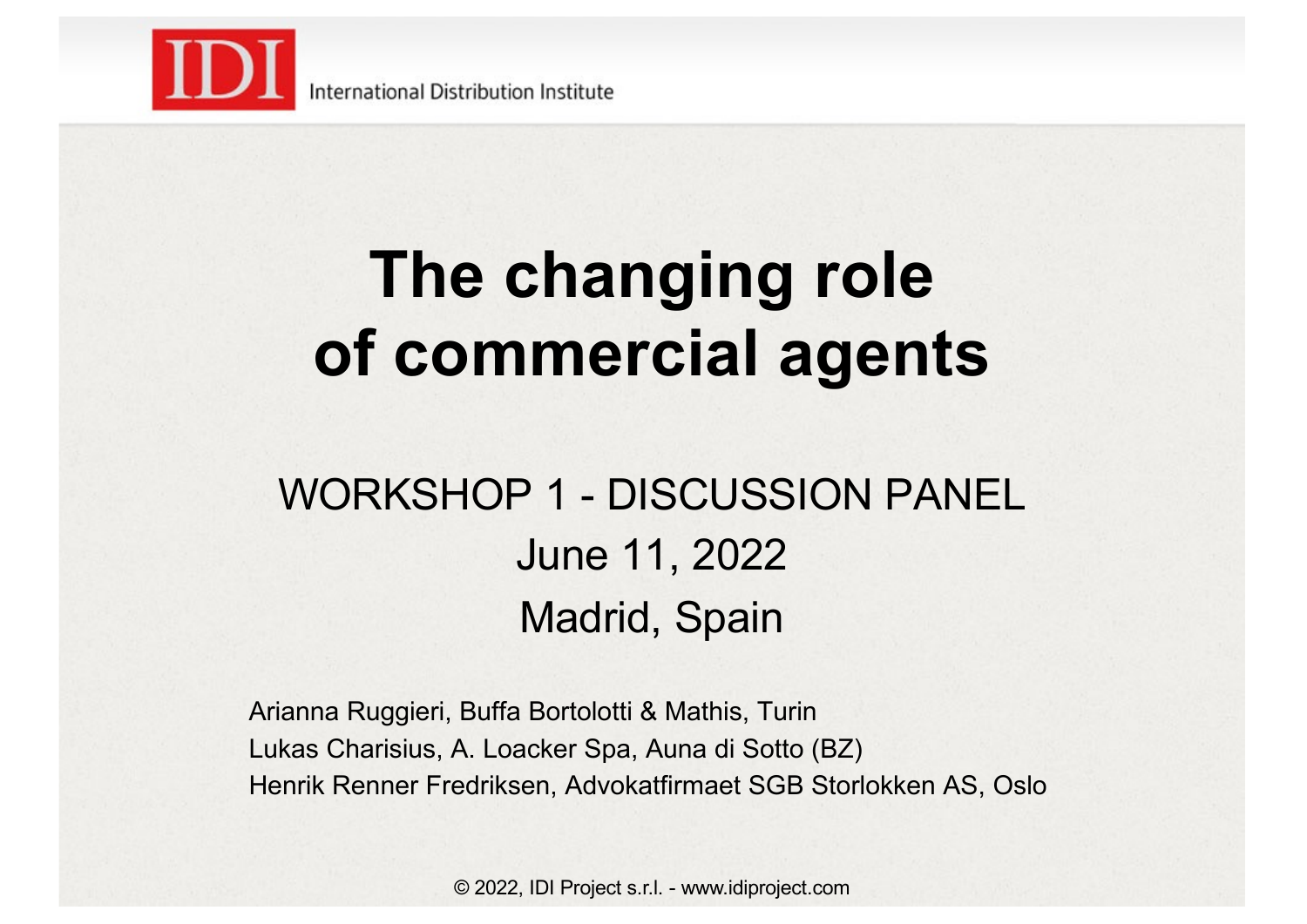IDI International Distribution Institute

# The changing role of commercial agents

WORKSHOP 1 - DISCUSSION PANEL

June 11, 2022

Madrid, Spain

Arianna Ruggieri, Buffa Bortolotti & Mathis, Turin

Lukas Charisius, A. Loacker Spa, Auna di Sotto (BZ)

Henrik Renner Fredriksen, Advokatfirmaet SGB Storlokken AS, Oslo

© 2022, IDI Project s.r.l. - www.idiproject.com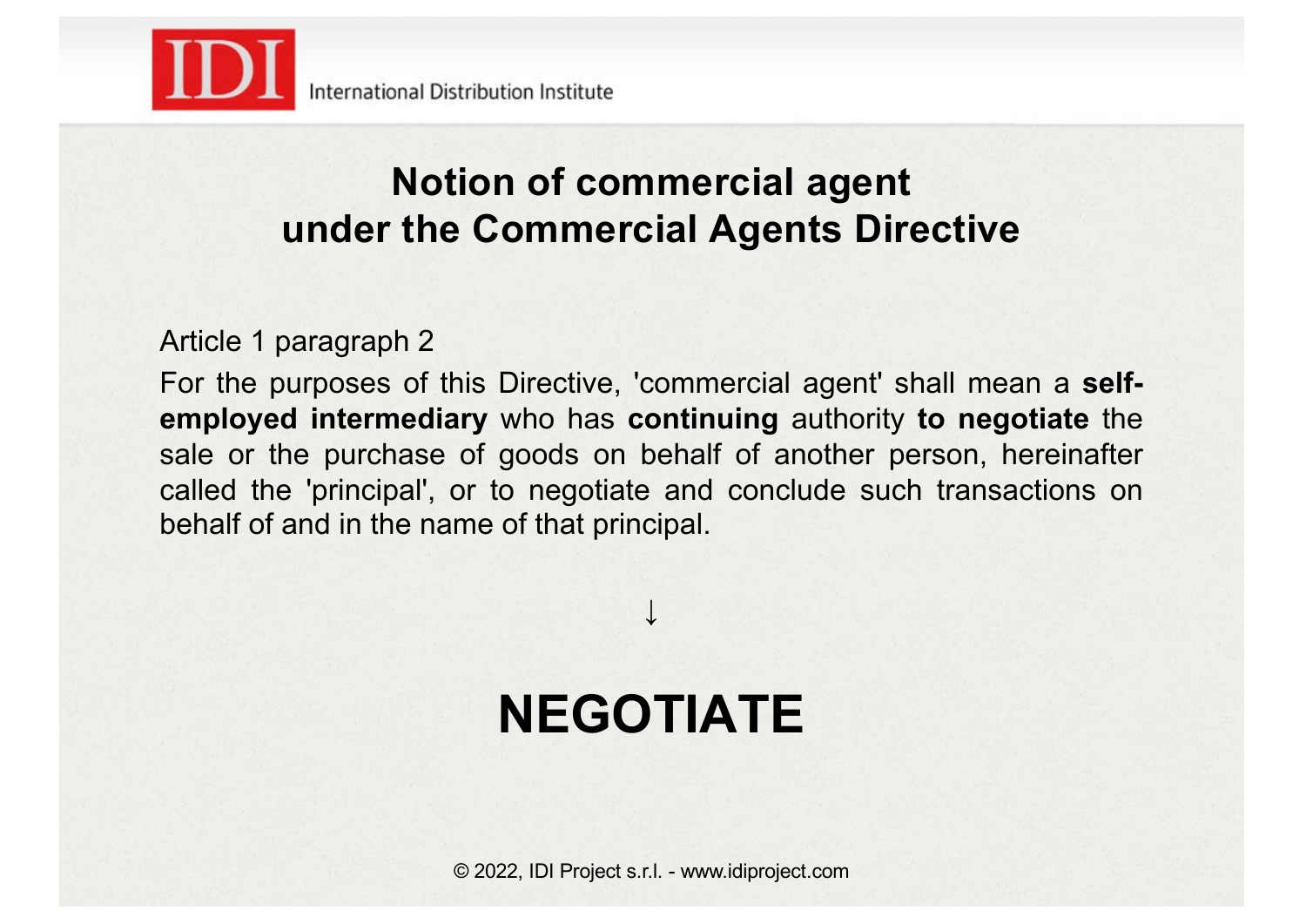# Notion of commercial agent under the Commercial Agents Directive

Article 1 paragraph 2

For the purposes of this Directive, 'commercial agent' shall mean a **self-employed intermediary** who has **continuing** authority **to negotiate** the sale or the purchase of goods on behalf of another person, hereinafter called the 'principal', or to negotiate and conclude such transactions on behalf of and in the name of that principal.

↓

# NEGOTIATE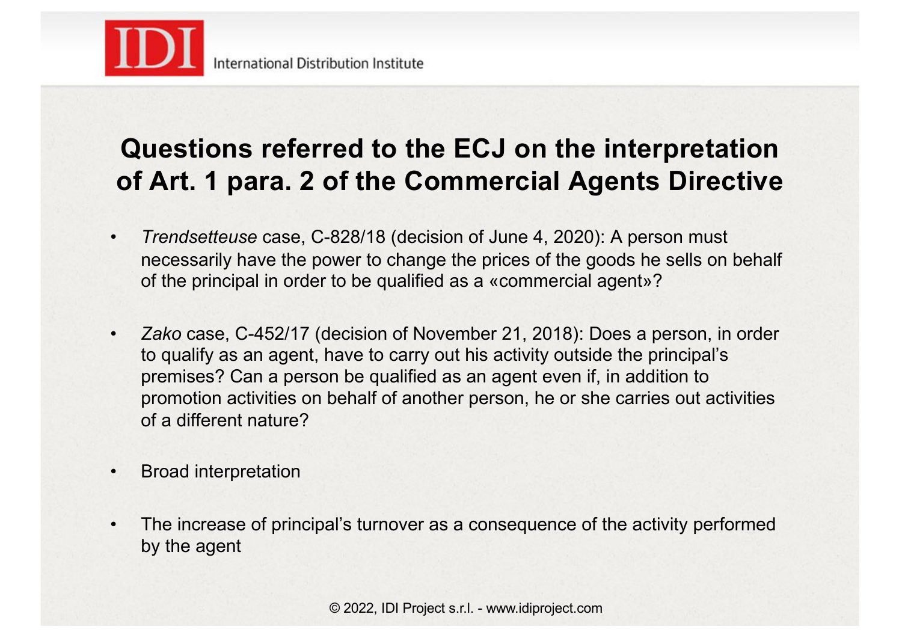# Questions referred to the ECJ on the interpretation of Art. 1 para. 2 of the Commercial Agents Directive

- *Trendsetteuse* case, C-828/18 (decision of June 4, 2020): A person must necessarily have the power to change the prices of the goods he sells on behalf of the principal in order to be qualified as a «commercial agent»?

- *Zako* case, C-452/17 (decision of November 21, 2018): Does a person, in order to qualify as an agent, have to carry out his activity outside the principal's premises? Can a person be qualified as an agent even if, in addition to promotion activities on behalf of another person, he or she carries out activities of a different nature?

- Broad interpretation

- The increase of principal's turnover as a consequence of the activity performed by the agent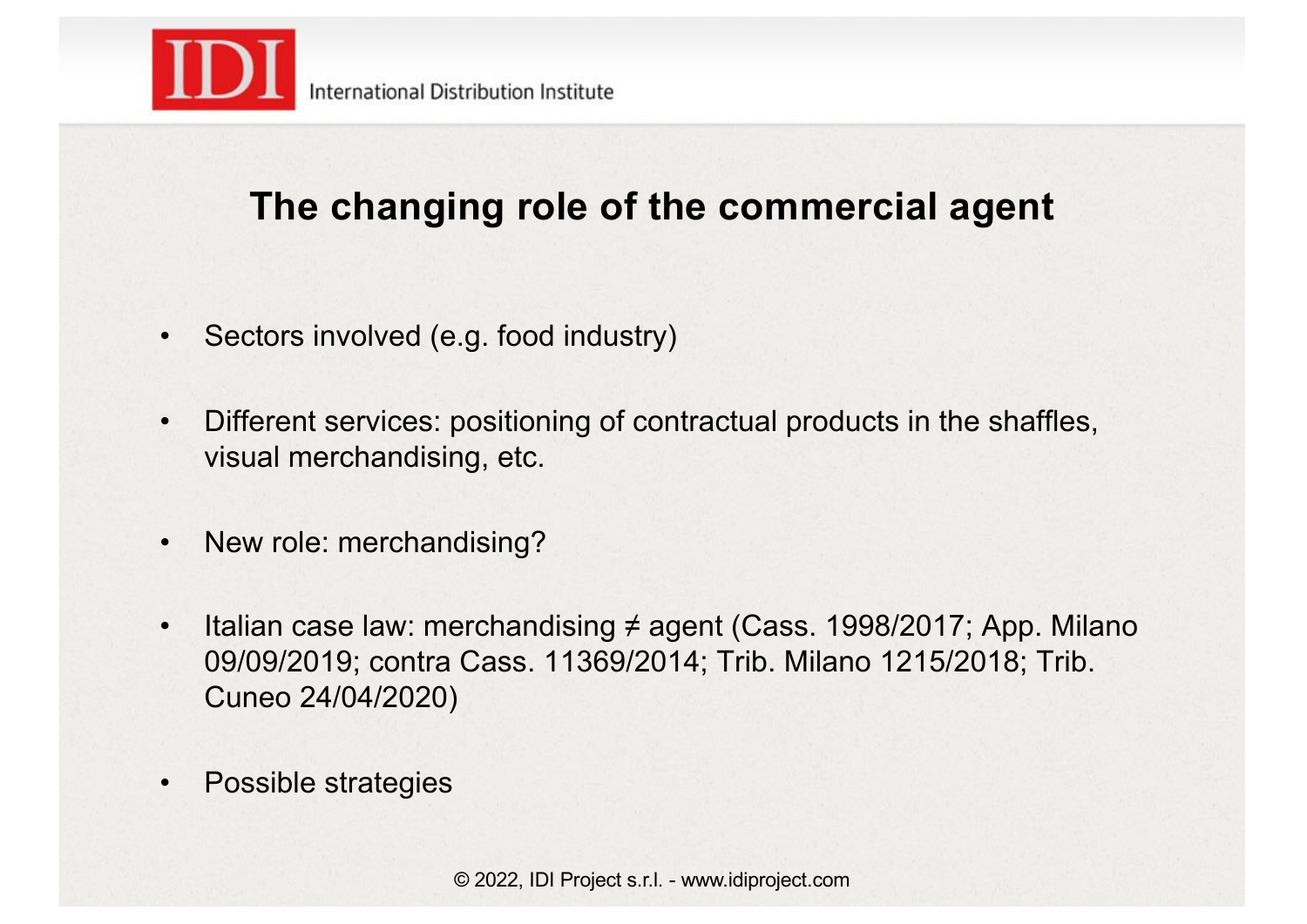## The changing role of the commercial agent

- Sectors involved (e.g. food industry)
- Different services: positioning of contractual products in the shaffles, visual merchandising, etc.
- New role: merchandising?
- Italian case law: merchandising ≠ agent (Cass. 1998/2017; App. Milano 09/09/2019; contra Cass. 11369/2014; Trib. Milano 1215/2018; Trib. Cuneo 24/04/2020)
- Possible strategies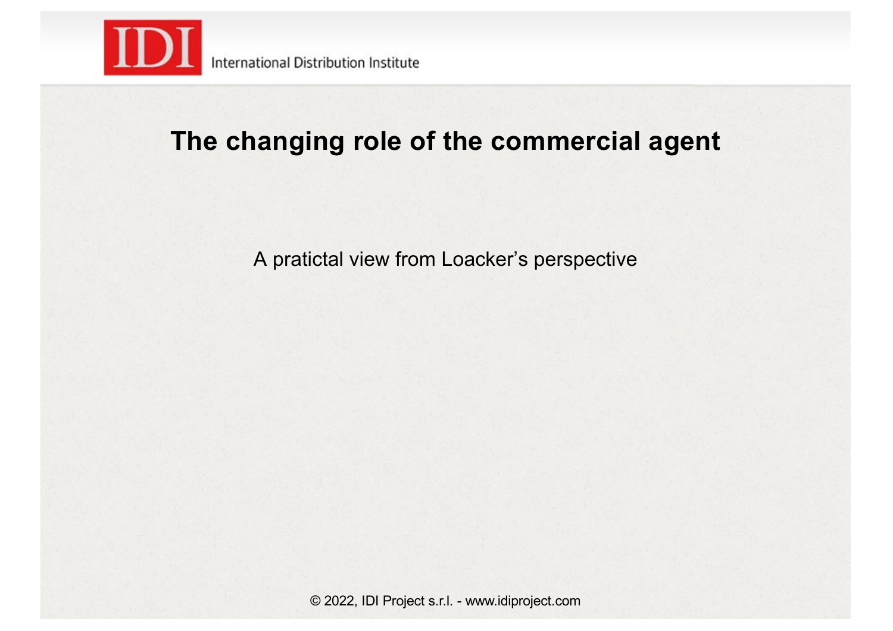# The changing role of the commercial agent

A pratictal view from Loacker's perspective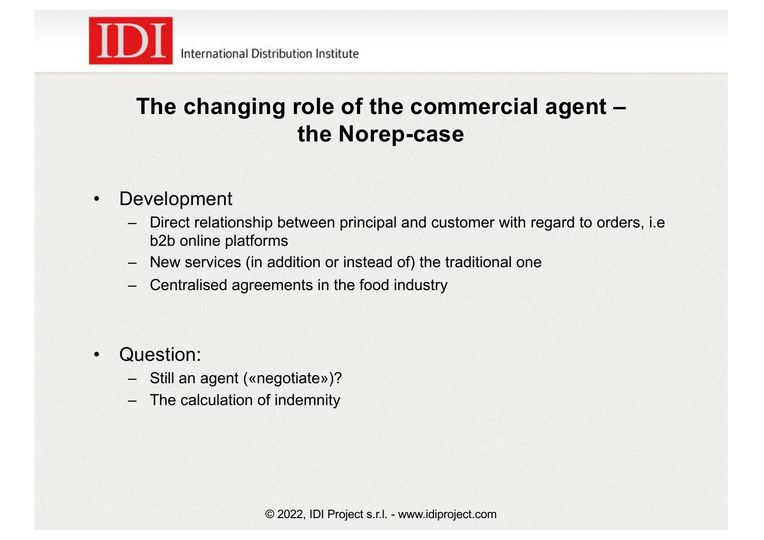# The changing role of the commercial agent – the Norep-case

- Development
  - Direct relationship between principal and customer with regard to orders, i.e b2b online platforms
  - New services (in addition or instead of) the traditional one
  - Centralised agreements in the food industry

- Question:
  - Still an agent («negotiate»)?
  - The calculation of indemnity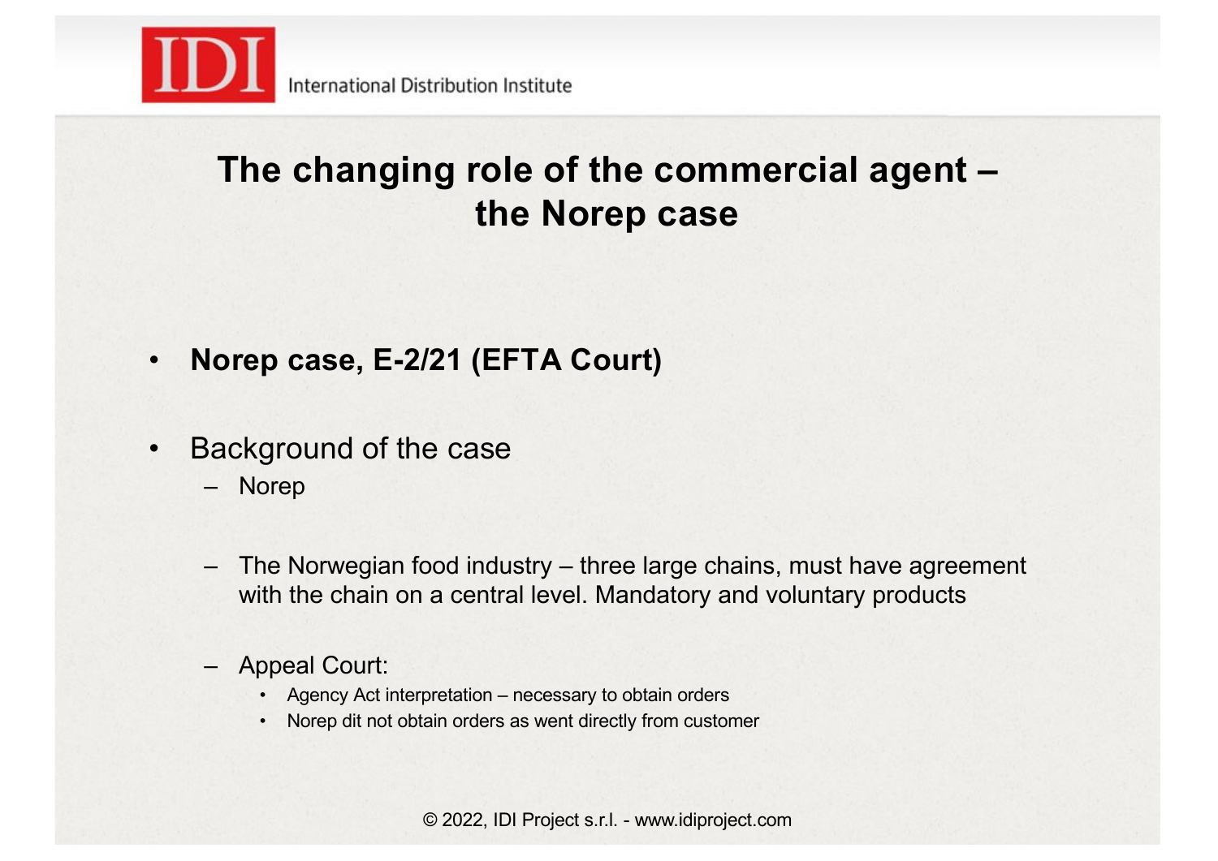# The changing role of the commercial agent – the Norep case

- **Norep case, E-2/21 (EFTA Court)**

- Background of the case
  - Norep

  - The Norwegian food industry – three large chains, must have agreement with the chain on a central level. Mandatory and voluntary products

  - Appeal Court:
    - Agency Act interpretation – necessary to obtain orders
    - Norep dit not obtain orders as went directly from customer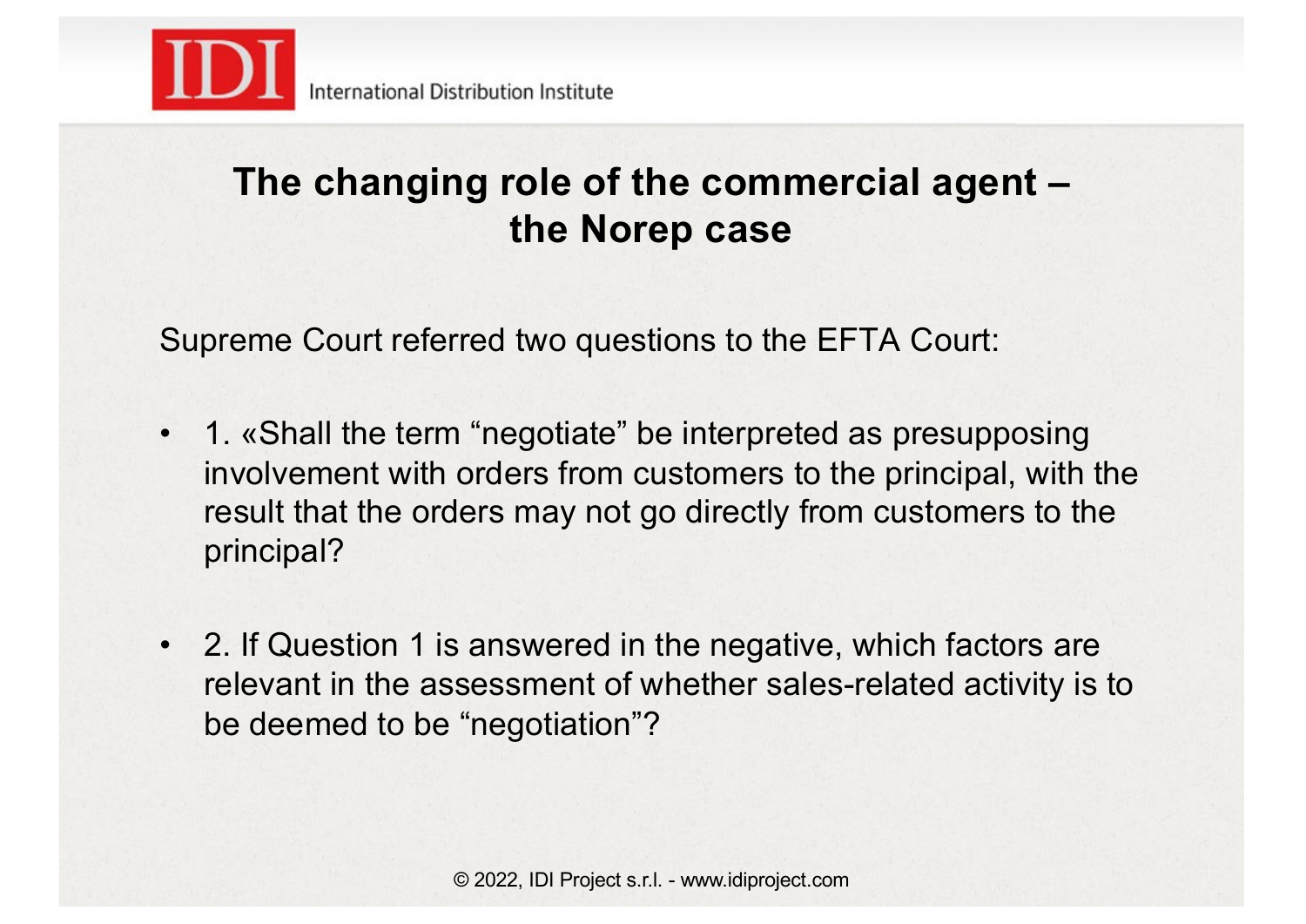# The changing role of the commercial agent – the Norep case

Supreme Court referred two questions to the EFTA Court:

- 1. «Shall the term "negotiate" be interpreted as presupposing involvement with orders from customers to the principal, with the result that the orders may not go directly from customers to the principal?

- 2. If Question 1 is answered in the negative, which factors are relevant in the assessment of whether sales-related activity is to be deemed to be "negotiation"?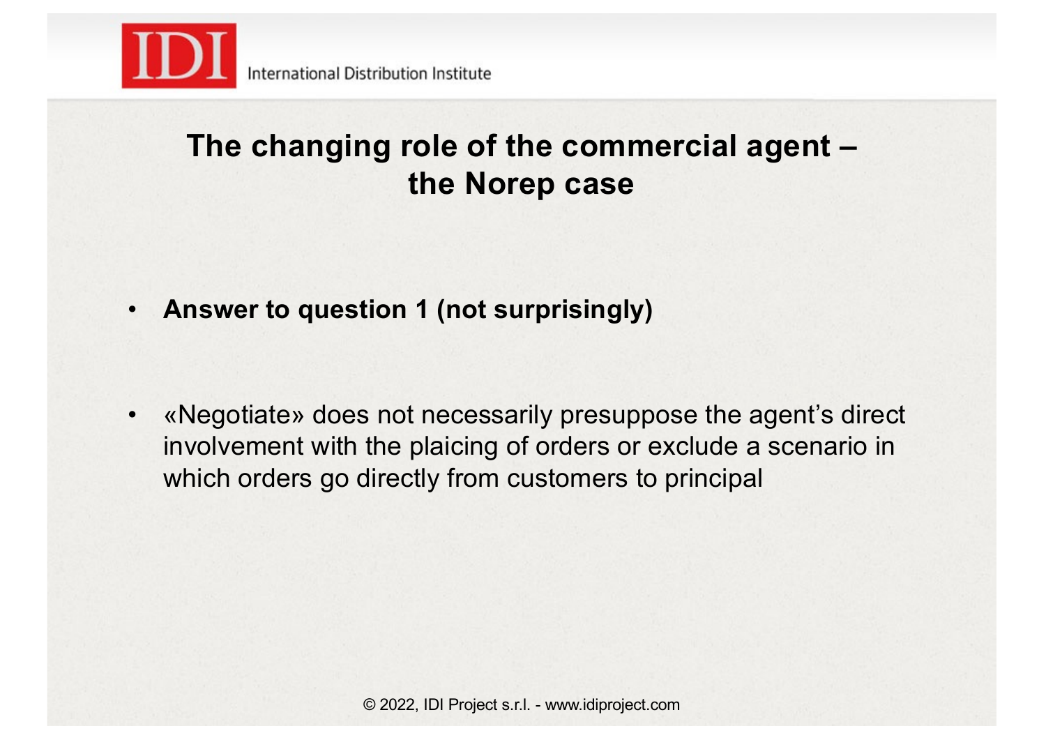## The changing role of the commercial agent – the Norep case

- **Answer to question 1 (not surprisingly)**

- «Negotiate» does not necessarily presuppose the agent's direct involvement with the plaicing of orders or exclude a scenario in which orders go directly from customers to principal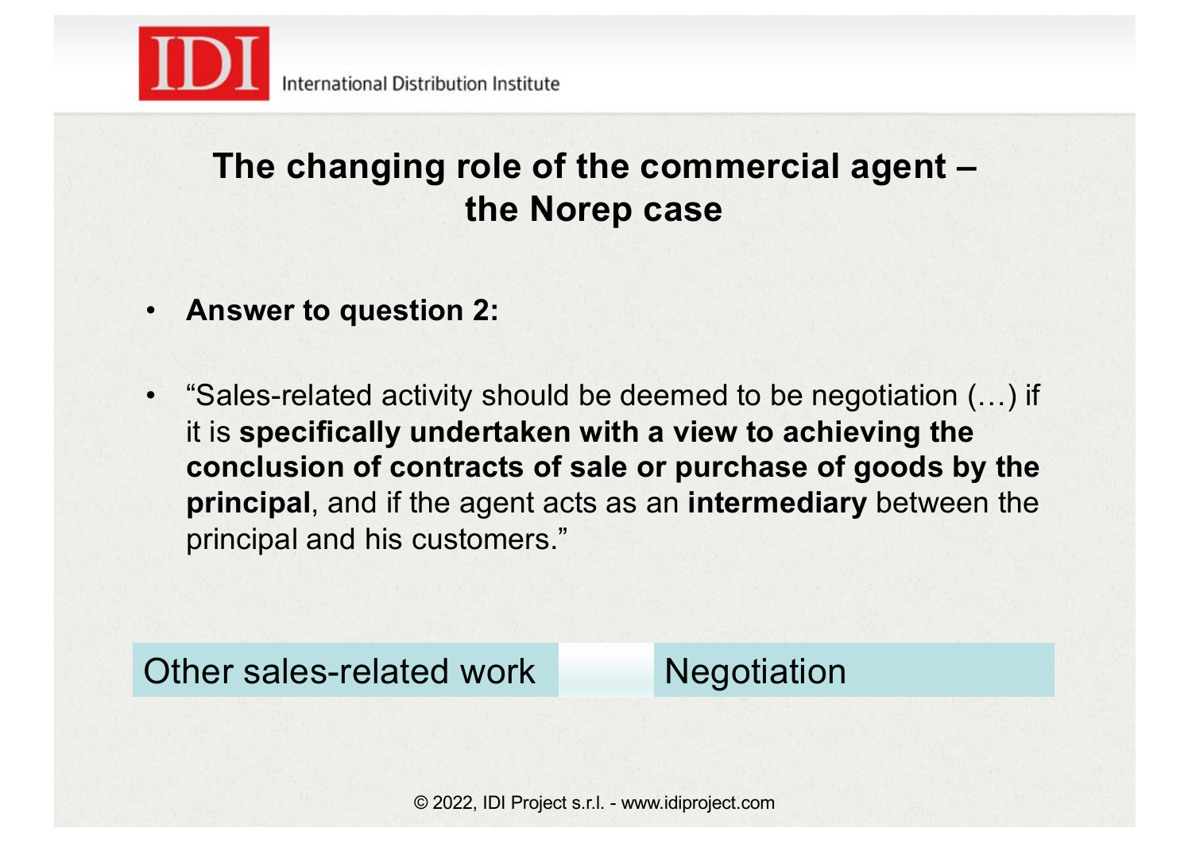# The changing role of the commercial agent – the Norep case

- **Answer to question 2:**

- "Sales-related activity should be deemed to be negotiation (…) if it is **specifically undertaken with a view to achieving the conclusion of contracts of sale or purchase of goods by the principal**, and if the agent acts as an **intermediary** between the principal and his customers."

| Other sales-related work | | Negotiation |
|---|---|---|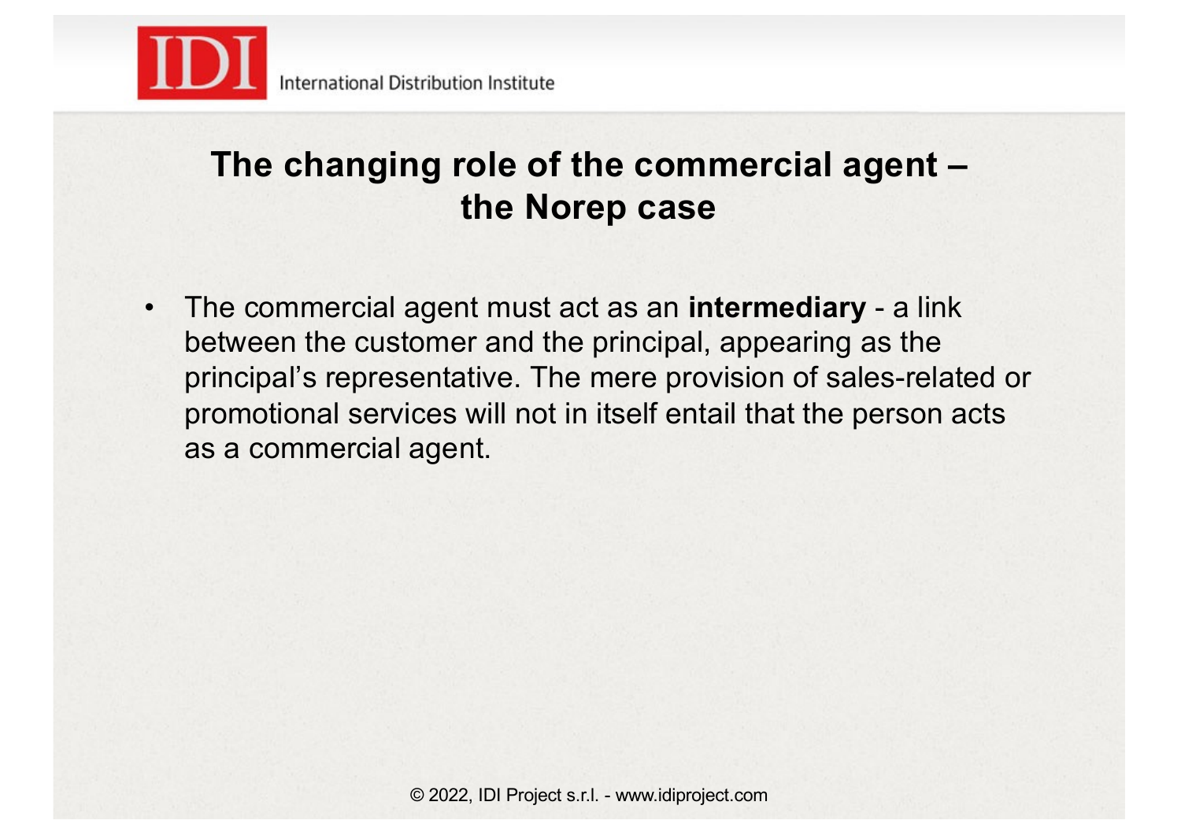## The changing role of the commercial agent – the Norep case

- The commercial agent must act as an **intermediary** - a link between the customer and the principal, appearing as the principal's representative. The mere provision of sales-related or promotional services will not in itself entail that the person acts as a commercial agent.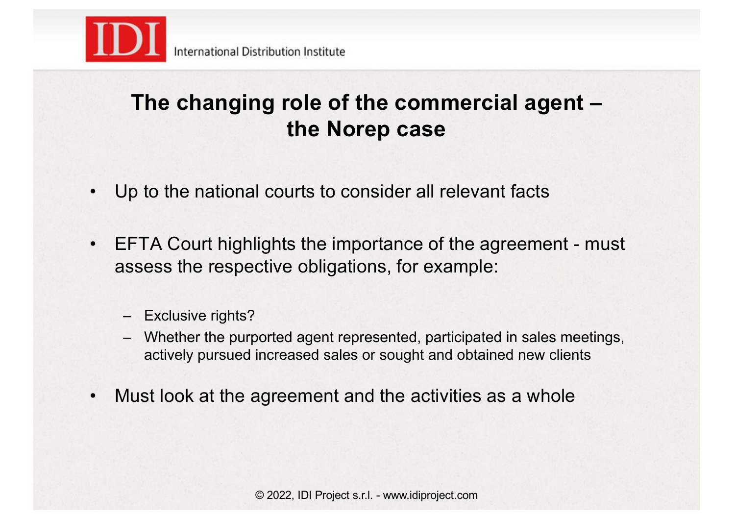## The changing role of the commercial agent – the Norep case

- Up to the national courts to consider all relevant facts
- EFTA Court highlights the importance of the agreement - must assess the respective obligations, for example:
  - Exclusive rights?
  - Whether the purported agent represented, participated in sales meetings, actively pursued increased sales or sought and obtained new clients
- Must look at the agreement and the activities as a whole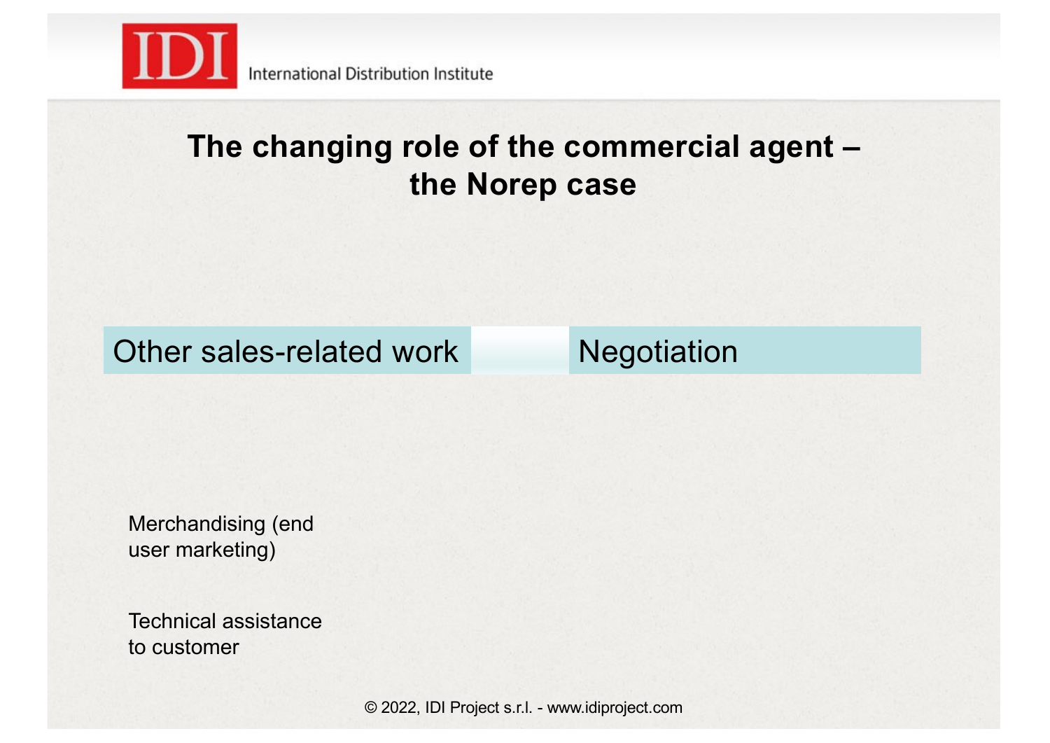# The changing role of the commercial agent – the Norep case

| Other sales-related work | Negotiation |
| --- | --- |

Merchandising (end user marketing)

Technical assistance to customer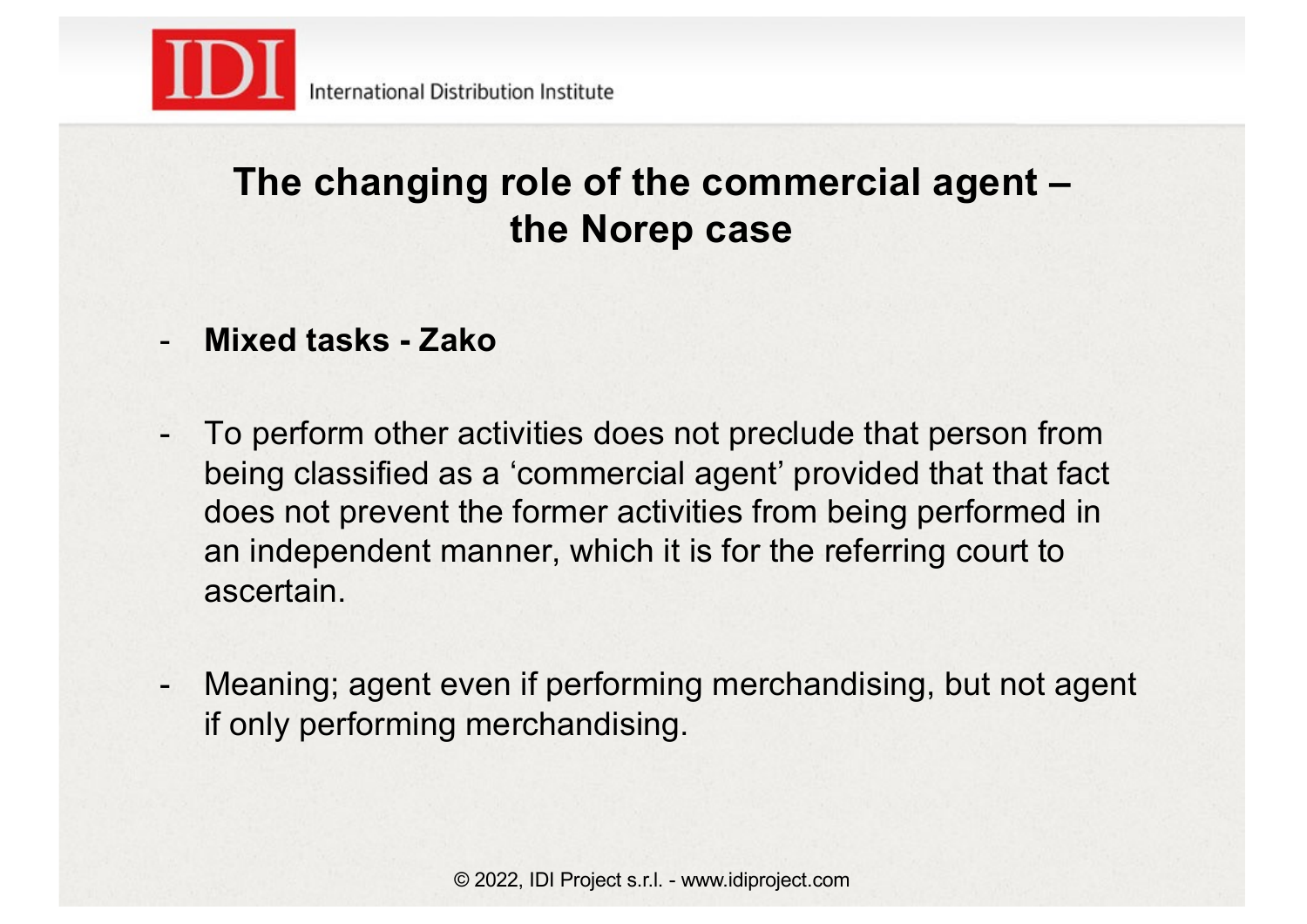## The changing role of the commercial agent – the Norep case

- **Mixed tasks - Zako**

- To perform other activities does not preclude that person from being classified as a ‘commercial agent’ provided that that fact does not prevent the former activities from being performed in an independent manner, which it is for the referring court to ascertain.

- Meaning; agent even if performing merchandising, but not agent if only performing merchandising.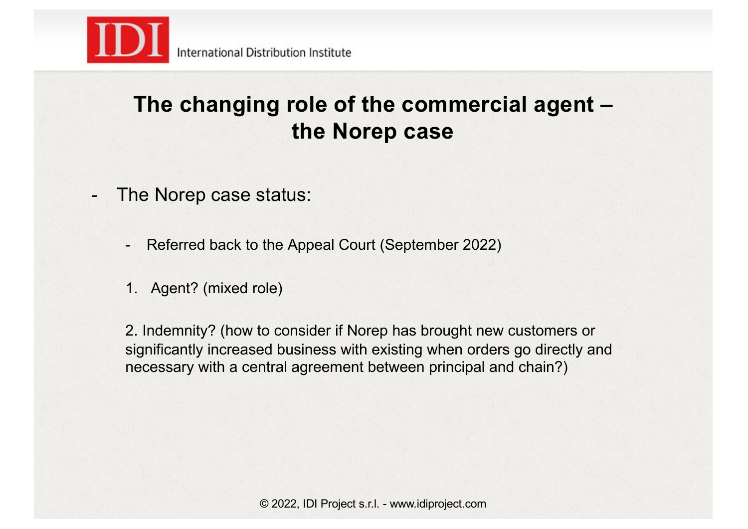# The changing role of the commercial agent – the Norep case

- The Norep case status:

  - Referred back to the Appeal Court (September 2022)

  1. Agent? (mixed role)

  2. Indemnity? (how to consider if Norep has brought new customers or significantly increased business with existing when orders go directly and necessary with a central agreement between principal and chain?)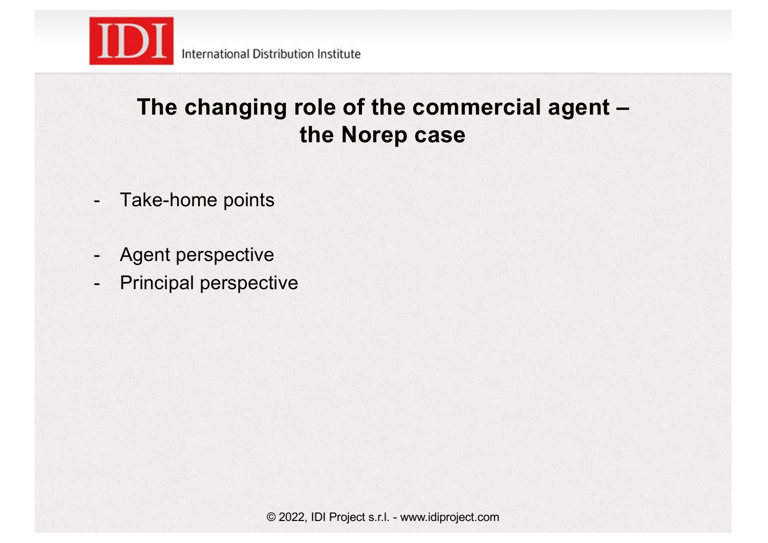# The changing role of the commercial agent – the Norep case

- Take-home points

- Agent perspective
- Principal perspective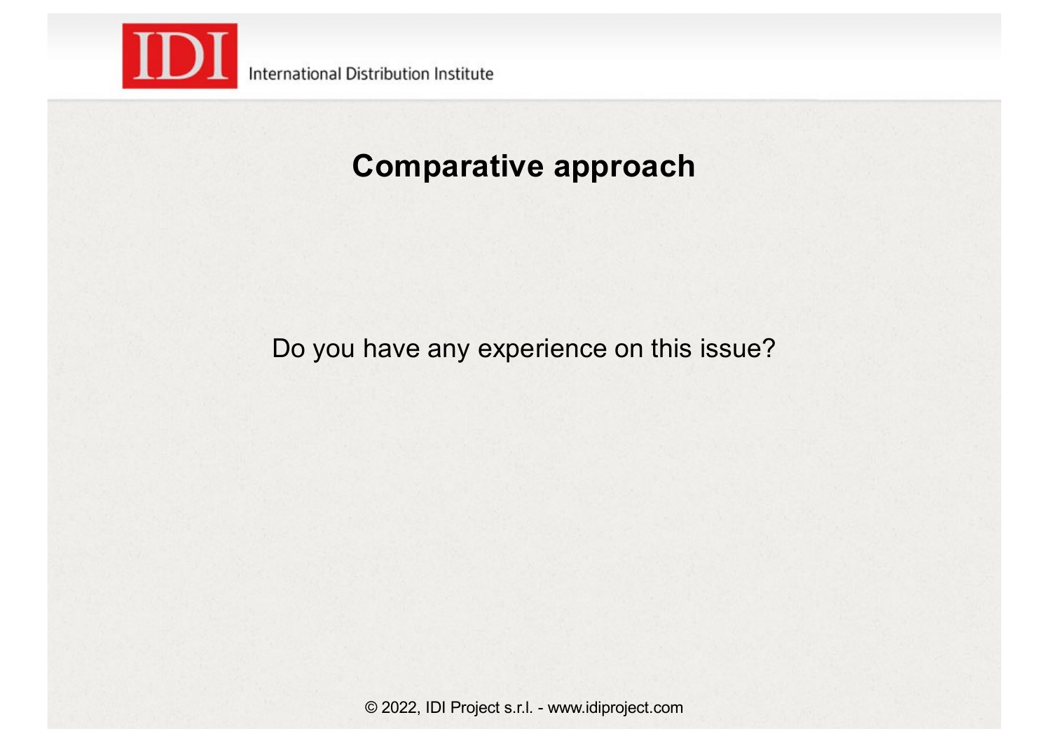## Comparative approach

Do you have any experience on this issue?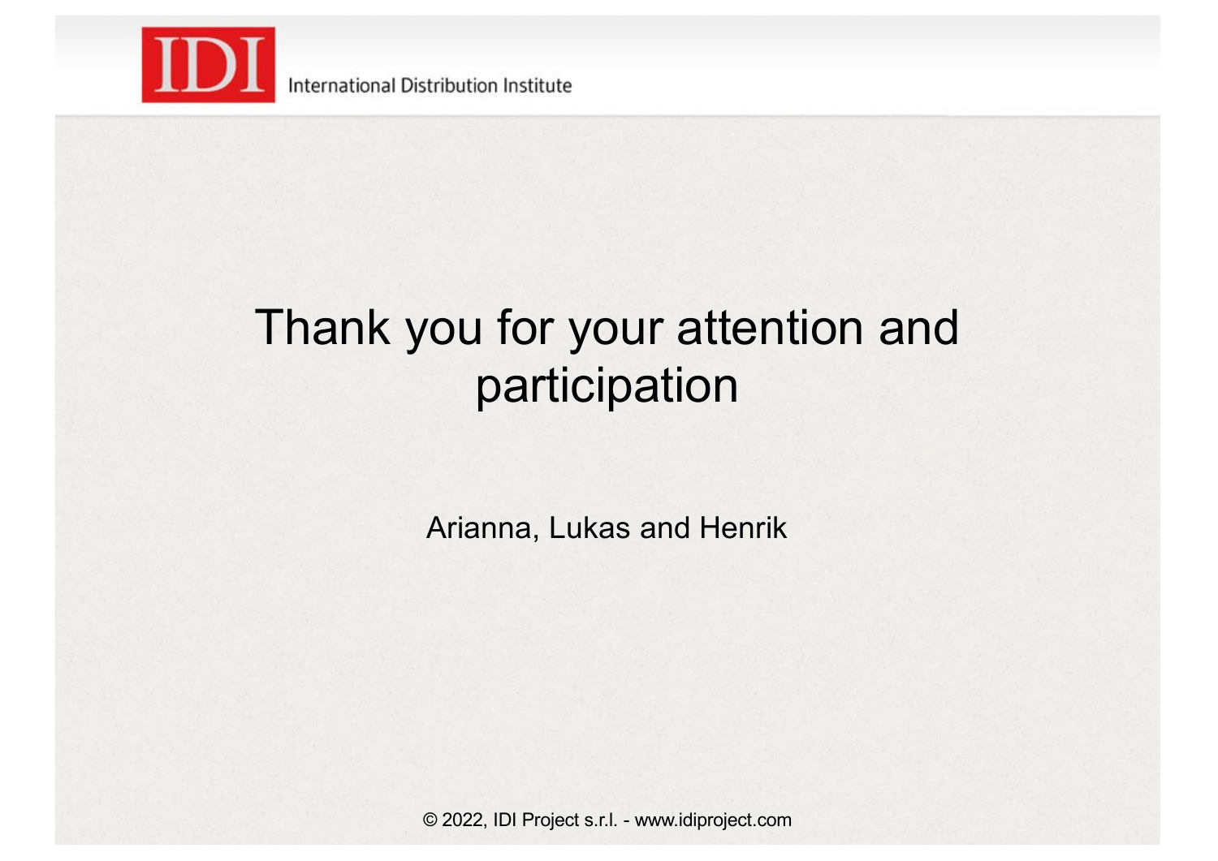# Thank you for your attention and participation

Arianna, Lukas and Henrik